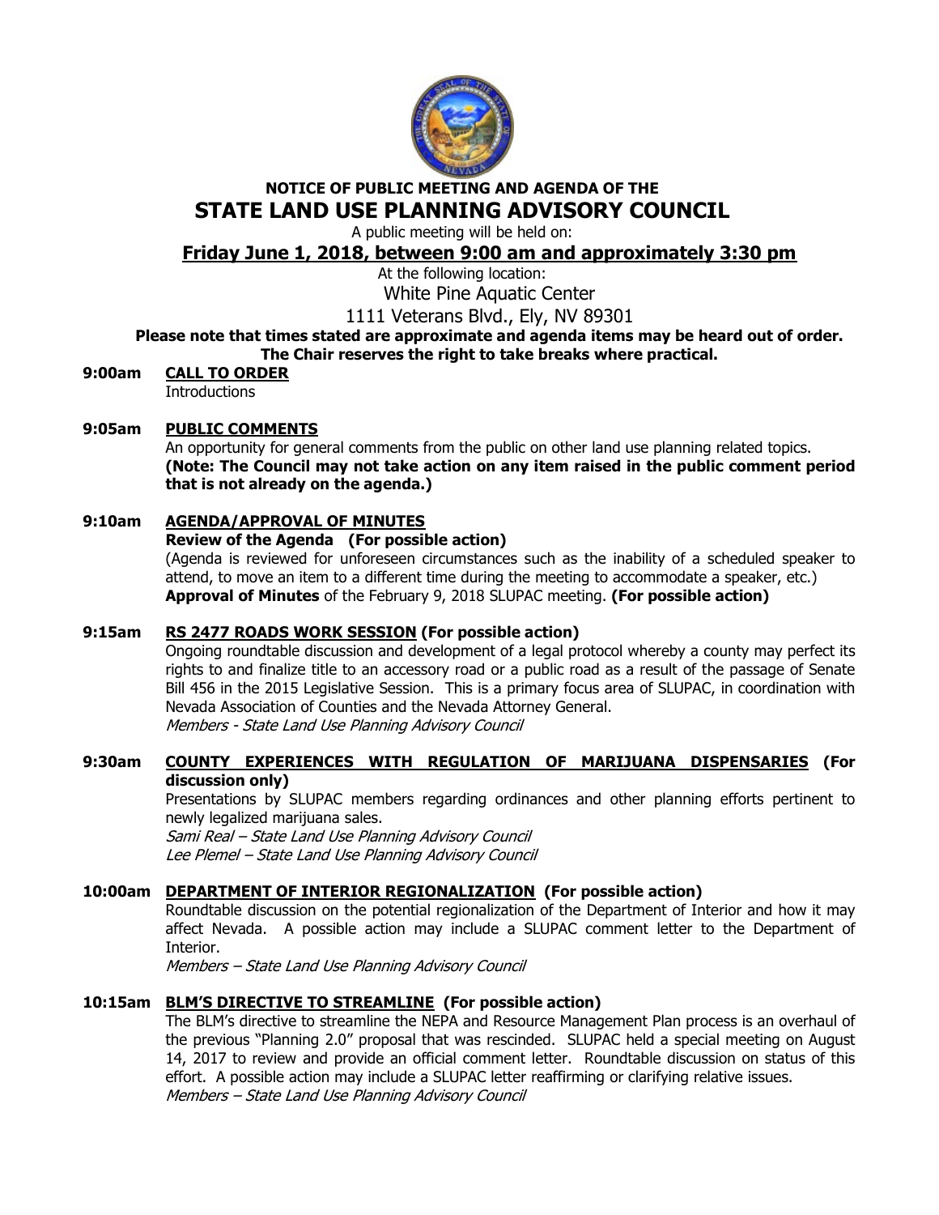**NOTICE OF PUBLIC MEETING AND AGENDA OF THE**

# STATE LAND USE PLANNING ADVISORY COUNCIL

A public meeting will be held on:

## Friday June 1, 2018, between 9:00 am and approximately 3:30 pm

At the following location:

White Pine Aquatic Center

1111 Veterans Blvd., Ely, NV 89301

**Please note that times stated are approximate and agenda items may be heard out of order. The Chair reserves the right to take breaks where practical.**

**9:00am** **CALL TO ORDER**

Introductions

**9:05am** **PUBLIC COMMENTS**

An opportunity for general comments from the public on other land use planning related topics. **(Note: The Council may not take action on any item raised in the public comment period that is not already on the agenda.)**

**9:10am** **AGENDA/APPROVAL OF MINUTES**

**Review of the Agenda (For possible action)**

(Agenda is reviewed for unforeseen circumstances such as the inability of a scheduled speaker to attend, to move an item to a different time during the meeting to accommodate a speaker, etc.)

**Approval of Minutes** of the February 9, 2018 SLUPAC meeting. **(For possible action)**

**9:15am** **RS 2477 ROADS WORK SESSION (For possible action)**

Ongoing roundtable discussion and development of a legal protocol whereby a county may perfect its rights to and finalize title to an accessory road or a public road as a result of the passage of Senate Bill 456 in the 2015 Legislative Session. This is a primary focus area of SLUPAC, in coordination with Nevada Association of Counties and the Nevada Attorney General.

*Members - State Land Use Planning Advisory Council*

**9:30am** **COUNTY EXPERIENCES WITH REGULATION OF MARIJUANA DISPENSARIES (For discussion only)**

Presentations by SLUPAC members regarding ordinances and other planning efforts pertinent to newly legalized marijuana sales.

*Sami Real – State Land Use Planning Advisory Council*

*Lee Plemel – State Land Use Planning Advisory Council*

**10:00am** **DEPARTMENT OF INTERIOR REGIONALIZATION (For possible action)**

Roundtable discussion on the potential regionalization of the Department of Interior and how it may affect Nevada. A possible action may include a SLUPAC comment letter to the Department of Interior.

*Members – State Land Use Planning Advisory Council*

**10:15am** **BLM'S DIRECTIVE TO STREAMLINE (For possible action)**

The BLM's directive to streamline the NEPA and Resource Management Plan process is an overhaul of the previous "Planning 2.0" proposal that was rescinded. SLUPAC held a special meeting on August 14, 2017 to review and provide an official comment letter. Roundtable discussion on status of this effort. A possible action may include a SLUPAC letter reaffirming or clarifying relative issues.

*Members – State Land Use Planning Advisory Council*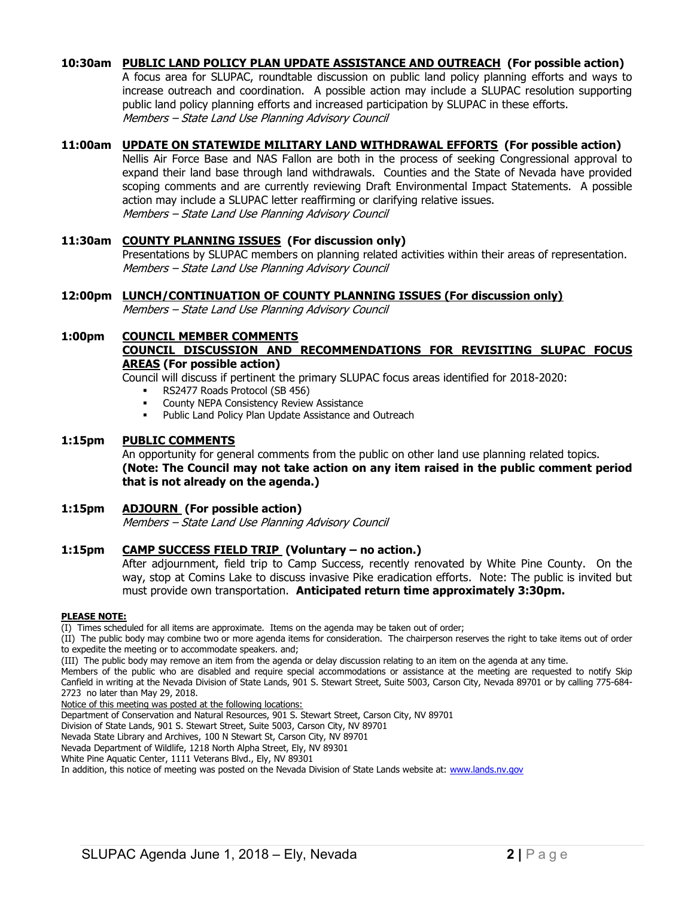**10:30am** **PUBLIC LAND POLICY PLAN UPDATE ASSISTANCE AND OUTREACH (For possible action)**
A focus area for SLUPAC, roundtable discussion on public land policy planning efforts and ways to increase outreach and coordination. A possible action may include a SLUPAC resolution supporting public land policy planning efforts and increased participation by SLUPAC in these efforts.
*Members – State Land Use Planning Advisory Council*

**11:00am** **UPDATE ON STATEWIDE MILITARY LAND WITHDRAWAL EFFORTS (For possible action)**
Nellis Air Force Base and NAS Fallon are both in the process of seeking Congressional approval to expand their land base through land withdrawals. Counties and the State of Nevada have provided scoping comments and are currently reviewing Draft Environmental Impact Statements. A possible action may include a SLUPAC letter reaffirming or clarifying relative issues.
*Members – State Land Use Planning Advisory Council*

**11:30am** **COUNTY PLANNING ISSUES (For discussion only)**
Presentations by SLUPAC members on planning related activities within their areas of representation.
*Members – State Land Use Planning Advisory Council*

**12:00pm** **LUNCH/CONTINUATION OF COUNTY PLANNING ISSUES (For discussion only)**
*Members – State Land Use Planning Advisory Council*

**1:00pm** **COUNCIL MEMBER COMMENTS**
**COUNCIL DISCUSSION AND RECOMMENDATIONS FOR REVISITING SLUPAC FOCUS AREAS (For possible action)**
Council will discuss if pertinent the primary SLUPAC focus areas identified for 2018-2020:

- RS2477 Roads Protocol (SB 456)
- County NEPA Consistency Review Assistance
- Public Land Policy Plan Update Assistance and Outreach

**1:15pm** **PUBLIC COMMENTS**
An opportunity for general comments from the public on other land use planning related topics.
**(Note: The Council may not take action on any item raised in the public comment period that is not already on the agenda.)**

**1:15pm** **ADJOURN (For possible action)**
*Members – State Land Use Planning Advisory Council*

**1:15pm** **CAMP SUCCESS FIELD TRIP (Voluntary – no action.)**
After adjournment, field trip to Camp Success, recently renovated by White Pine County. On the way, stop at Comins Lake to discuss invasive Pike eradication efforts. Note: The public is invited but must provide own transportation. **Anticipated return time approximately 3:30pm.**

**PLEASE NOTE:**

(I) Times scheduled for all items are approximate. Items on the agenda may be taken out of order;
(II) The public body may combine two or more agenda items for consideration. The chairperson reserves the right to take items out of order to expedite the meeting or to accommodate speakers. and;
(III) The public body may remove an item from the agenda or delay discussion relating to an item on the agenda at any time.
Members of the public who are disabled and require special accommodations or assistance at the meeting are requested to notify Skip Canfield in writing at the Nevada Division of State Lands, 901 S. Stewart Street, Suite 5003, Carson City, Nevada 89701 or by calling 775-684-2723 no later than May 29, 2018.

Notice of this meeting was posted at the following locations:
Department of Conservation and Natural Resources, 901 S. Stewart Street, Carson City, NV 89701
Division of State Lands, 901 S. Stewart Street, Suite 5003, Carson City, NV 89701
Nevada State Library and Archives, 100 N Stewart St, Carson City, NV 89701
Nevada Department of Wildlife, 1218 North Alpha Street, Ely, NV 89301
White Pine Aquatic Center, 1111 Veterans Blvd., Ely, NV 89301
In addition, this notice of meeting was posted on the Nevada Division of State Lands website at: www.lands.nv.gov